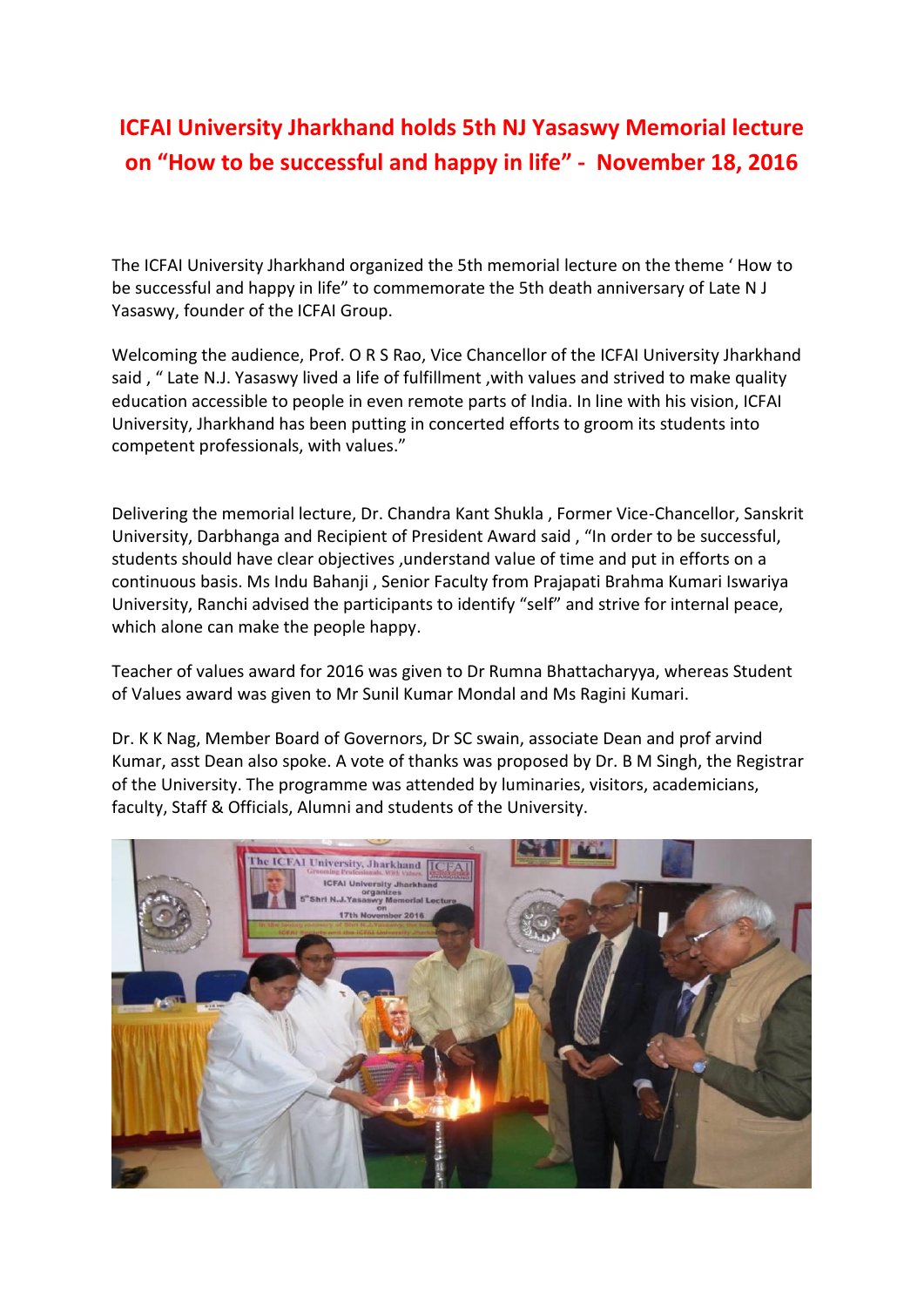# ICFAI University Jharkhand holds 5th NJ Yasaswy Memorial lecture on "How to be successful and happy in life" - November 18, 2016

The ICFAI University Jharkhand organized the 5th memorial lecture on the theme ' How to be successful and happy in life" to commemorate the 5th death anniversary of Late N J Yasaswy, founder of the ICFAI Group.

Welcoming the audience, Prof. O R S Rao, Vice Chancellor of the ICFAI University Jharkhand said , " Late N.J. Yasaswy lived a life of fulfillment ,with values and strived to make quality education accessible to people in even remote parts of India. In line with his vision, ICFAI University, Jharkhand has been putting in concerted efforts to groom its students into competent professionals, with values."

Delivering the memorial lecture, Dr. Chandra Kant Shukla , Former Vice-Chancellor, Sanskrit University, Darbhanga and Recipient of President Award said , "In order to be successful, students should have clear objectives ,understand value of time and put in efforts on a continuous basis. Ms Indu Bahanji , Senior Faculty from Prajapati Brahma Kumari Iswariya University, Ranchi advised the participants to identify "self" and strive for internal peace, which alone can make the people happy.

Teacher of values award for 2016 was given to Dr Rumna Bhattacharyya, whereas Student of Values award was given to Mr Sunil Kumar Mondal and Ms Ragini Kumari.

Dr. K K Nag, Member Board of Governors, Dr SC swain, associate Dean and prof arvind Kumar, asst Dean also spoke. A vote of thanks was proposed by Dr. B M Singh, the Registrar of the University. The programme was attended by luminaries, visitors, academicians, faculty, Staff & Officials, Alumni and students of the University.